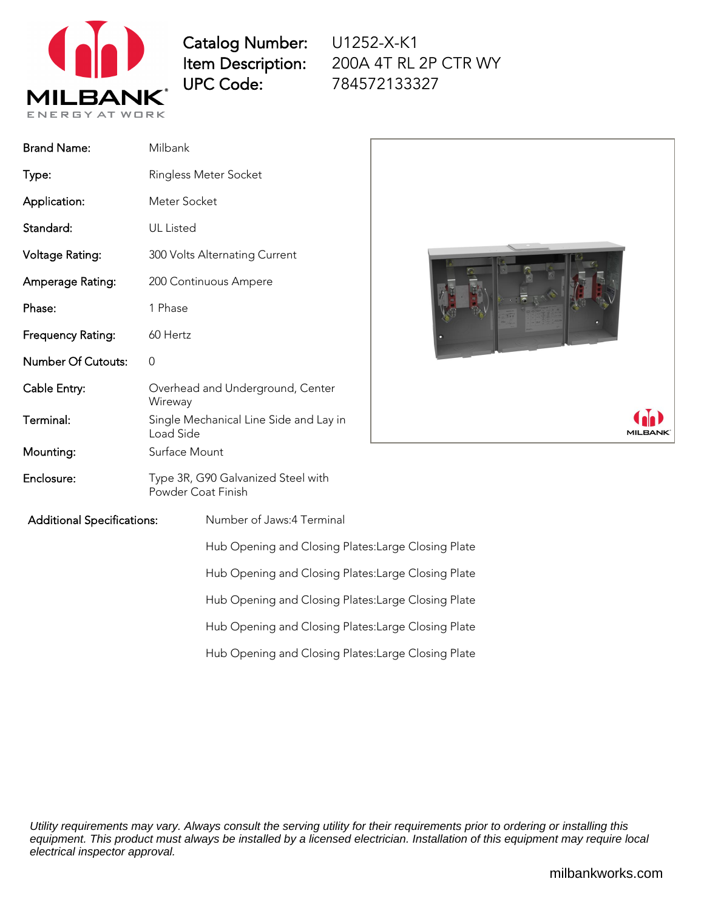| | |
|---|---|
| **Catalog Number:** | U1252-X-K1 |
| **Item Description:** | 200A 4T RL 2P CTR WY |
| **UPC Code:** | 784572133327 |

| | |
|---|---|
| Brand Name: | Milbank |
| Type: | Ringless Meter Socket |
| Application: | Meter Socket |
| Standard: | UL Listed |
| Voltage Rating: | 300 Volts Alternating Current |
| Amperage Rating: | 200 Continuous Ampere |
| Phase: | 1 Phase |
| Frequency Rating: | 60 Hertz |
| Number Of Cutouts: | 0 |
| Cable Entry: | Overhead and Underground, Center Wireway |
| Terminal: | Single Mechanical Line Side and Lay in Load Side |
| Mounting: | Surface Mount |
| Enclosure: | Type 3R, G90 Galvanized Steel with Powder Coat Finish |

**Additional Specifications:**

- Number of Jaws:4 Terminal
- Hub Opening and Closing Plates:Large Closing Plate
- Hub Opening and Closing Plates:Large Closing Plate
- Hub Opening and Closing Plates:Large Closing Plate
- Hub Opening and Closing Plates:Large Closing Plate
- Hub Opening and Closing Plates:Large Closing Plate

*Utility requirements may vary. Always consult the serving utility for their requirements prior to ordering or installing this equipment. This product must always be installed by a licensed electrician. Installation of this equipment may require local electrical inspector approval.*

milbankworks.com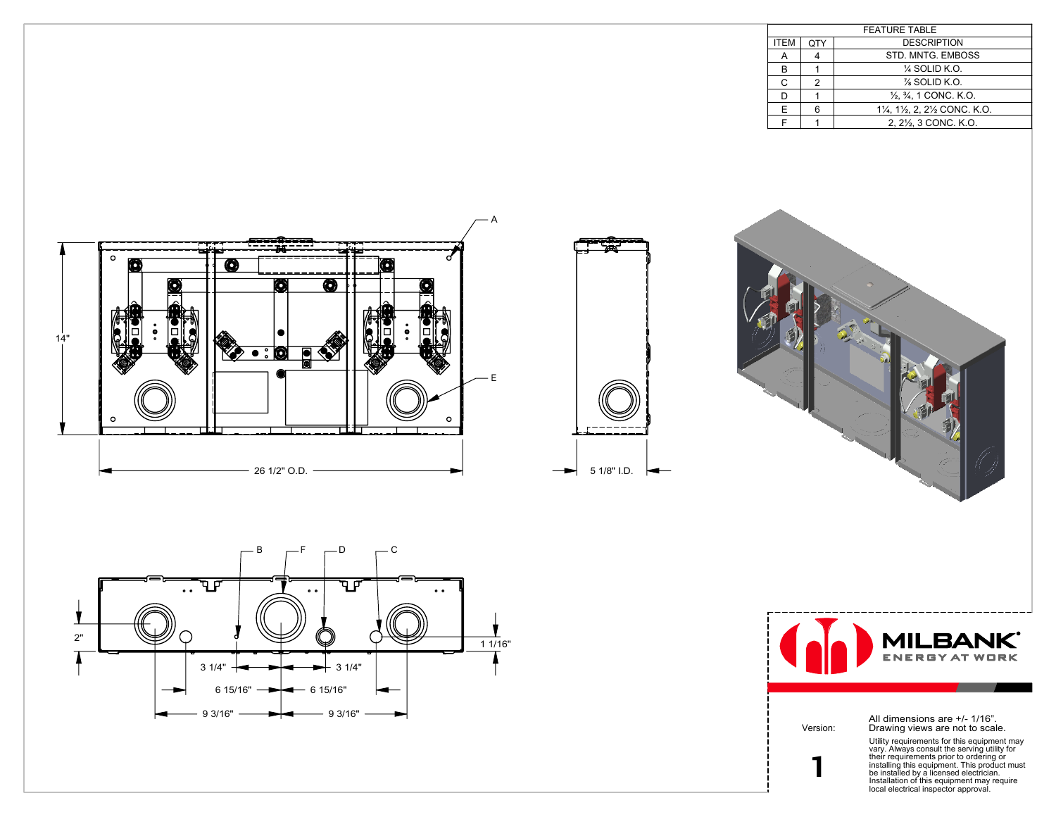| FEATURE TABLE | | |
|---|---|---|
| ITEM | QTY | DESCRIPTION |
| A | 4 | STD. MNTG. EMBOSS |
| B | 1 | ¼ SOLID K.O. |
| C | 2 | ⅞ SOLID K.O. |
| D | 1 | ½, ¾, 1 CONC. K.O. |
| E | 6 | 1¼, 1½, 2, 2½ CONC. K.O. |
| F | 1 | 2, 2½, 3 CONC. K.O. |

A

E

14"

26 1/2" O.D.

5 1/8" I.D.

B F D C

2"

1 1/16"

3 1/4"

3 1/4"

6 15/16"

6 15/16"

9 3/16"

9 3/16"

MILBANK
ENERGY AT WORK

Version:

1

All dimensions are +/- 1/16".
Drawing views are not to scale.

Utility requirements for this equipment may vary. Always consult the serving utility for their requirements prior to ordering or installing this equipment. This product must be installed by a licensed electrician. Installation of this equipment may require local electrical inspector approval.